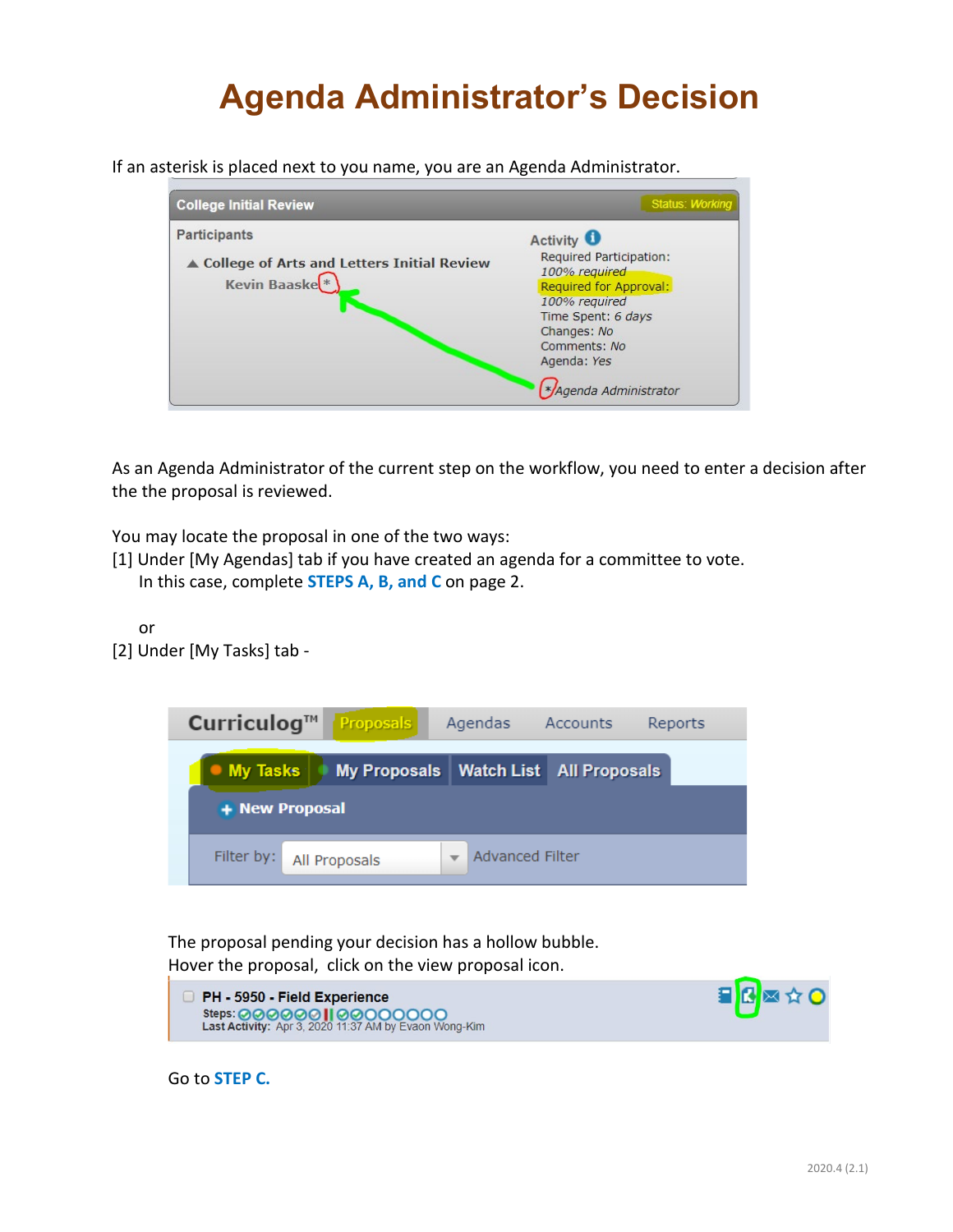# Agenda Administrator's Decision

If an asterisk is placed next to you name, you are an Agenda Administrator.

As an Agenda Administrator of the current step on the workflow, you need to enter a decision after the the proposal is reviewed.

You may locate the proposal in one of the two ways:

[1] Under [My Agendas] tab if you have created an agenda for a committee to vote.
In this case, complete **STEPS A, B, and C** on page 2.

or

[2] Under [My Tasks] tab -

The proposal pending your decision has a hollow bubble.
Hover the proposal, click on the view proposal icon.

Go to **STEP C.**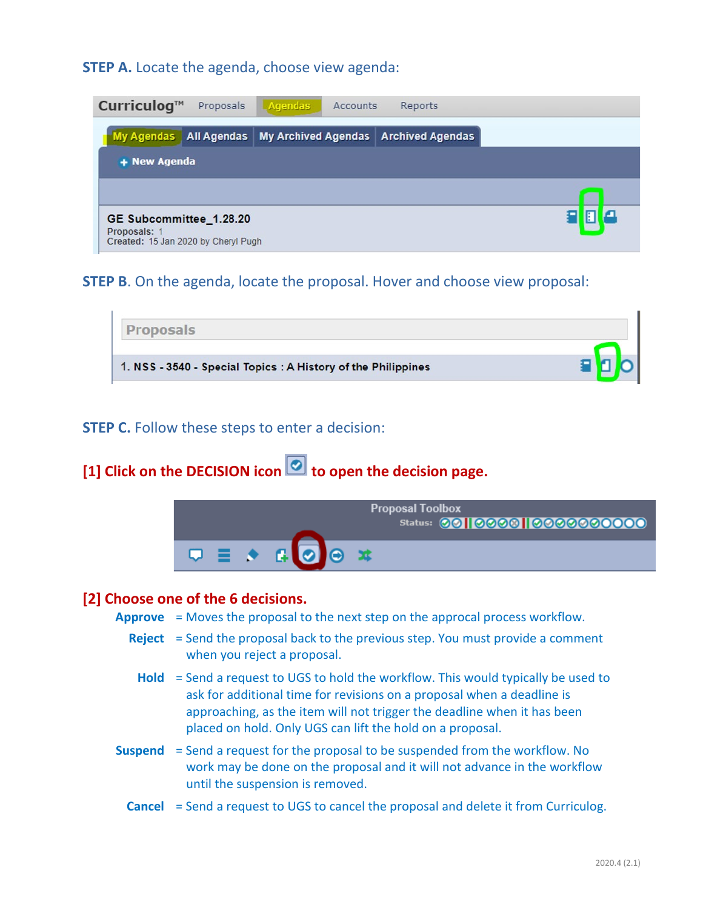**STEP A.** Locate the agenda, choose view agenda:

**STEP B**. On the agenda, locate the proposal. Hover and choose view proposal:

**STEP C.** Follow these steps to enter a decision:

**[1] Click on the DECISION icon to open the decision page.**

**[2] Choose one of the 6 decisions.**

**Approve** = Moves the proposal to the next step on the approcal process workflow.

**Reject** = Send the proposal back to the previous step. You must provide a comment when you reject a proposal.

**Hold** = Send a request to UGS to hold the workflow. This would typically be used to ask for additional time for revisions on a proposal when a deadline is approaching, as the item will not trigger the deadline when it has been placed on hold. Only UGS can lift the hold on a proposal.

**Suspend** = Send a request for the proposal to be suspended from the workflow. No work may be done on the proposal and it will not advance in the workflow until the suspension is removed.

**Cancel** = Send a request to UGS to cancel the proposal and delete it from Curriculog.

2020.4 (2.1)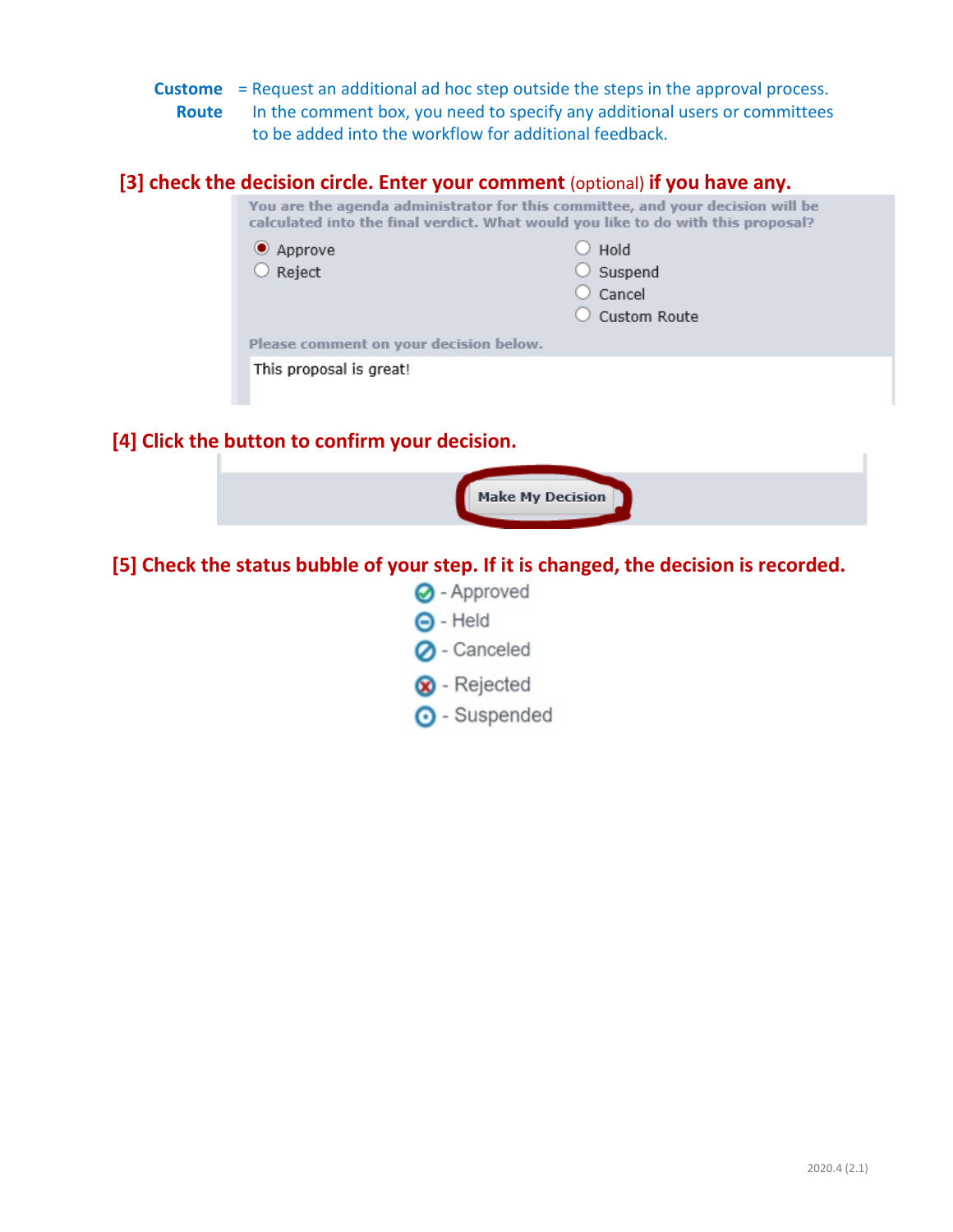**Custome Route** = Request an additional ad hoc step outside the steps in the approval process. In the comment box, you need to specify any additional users or committees to be added into the workflow for additional feedback.

**[3] check the decision circle. Enter your comment** (optional) **if you have any.**

You are the agenda administrator for this committee, and your decision will be calculated into the final verdict. What would you like to do with this proposal?

- (•) Approve
- ( ) Reject
- ( ) Hold
- ( ) Suspend
- ( ) Cancel
- ( ) Custom Route

Please comment on your decision below.

This proposal is great!

**[4] Click the button to confirm your decision.**

Make My Decision

**[5] Check the status bubble of your step. If it is changed, the decision is recorded.**

- Approved
- Held
- Canceled
- Rejected
- Suspended

2020.4 (2.1)